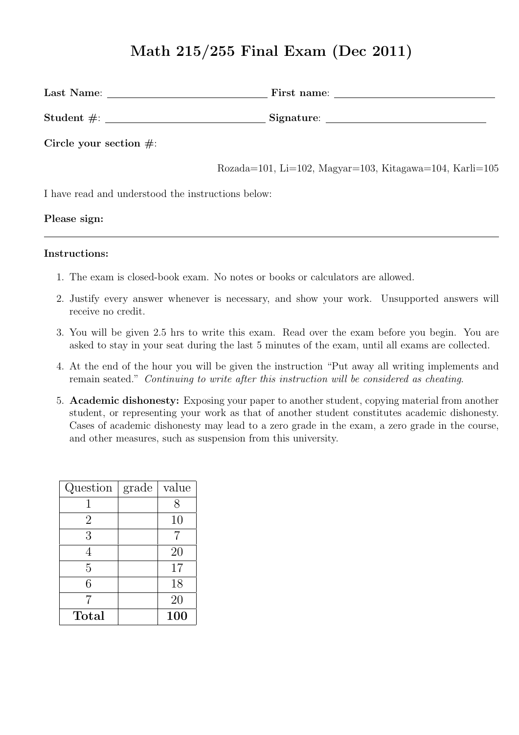# Math 215/255 Final Exam (Dec 2011)

**Last Name**: ______________________ **First name**: ______________________

**Student #**: ______________________ **Signature**: ______________________

**Circle your section #**:

Rozada=101, Li=102, Magyar=103, Kitagawa=104, Karli=105

I have read and understood the instructions below:

**Please sign:**

---

**Instructions:**

1. The exam is closed-book exam. No notes or books or calculators are allowed.
2. Justify every answer whenever is necessary, and show your work. Unsupported answers will receive no credit.
3. You will be given 2.5 hrs to write this exam. Read over the exam before you begin. You are asked to stay in your seat during the last 5 minutes of the exam, until all exams are collected.
4. At the end of the hour you will be given the instruction "Put away all writing implements and remain seated." *Continuing to write after this instruction will be considered as cheating.*
5. **Academic dishonesty:** Exposing your paper to another student, copying material from another student, or representing your work as that of another student constitutes academic dishonesty. Cases of academic dishonesty may lead to a zero grade in the exam, a zero grade in the course, and other measures, such as suspension from this university.

| Question | grade | value |
|---|---|---|
| 1 | | 8 |
| 2 | | 10 |
| 3 | | 7 |
| 4 | | 20 |
| 5 | | 17 |
| 6 | | 18 |
| 7 | | 20 |
| **Total** | | **100** |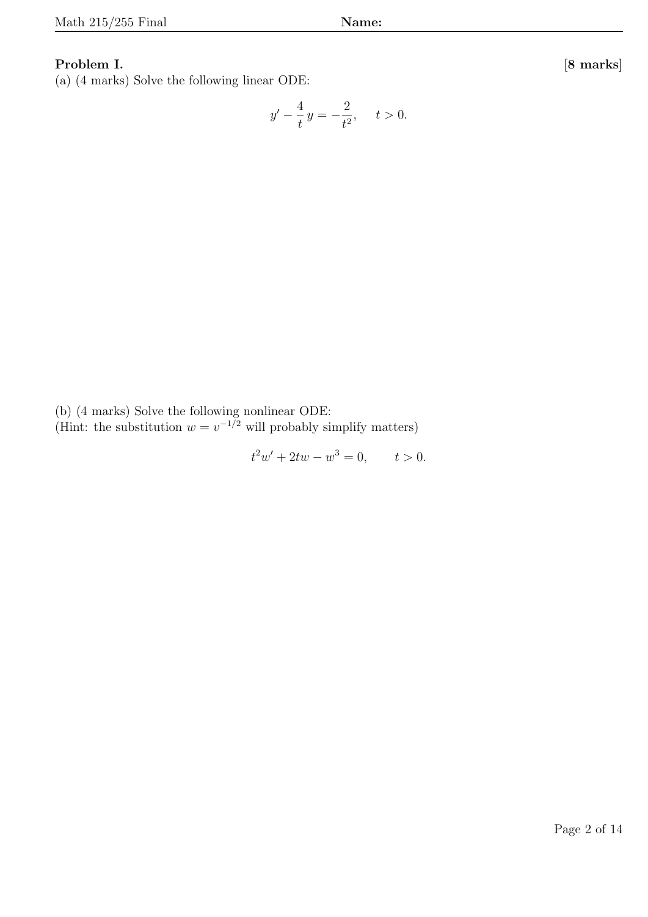**Problem I.** **[8 marks]**

(a) (4 marks) Solve the following linear ODE:

$$y' - \frac{4}{t}\, y = -\frac{2}{t^2}, \quad t > 0.$$

(b) (4 marks) Solve the following nonlinear ODE:
(Hint: the substitution $w = v^{-1/2}$ will probably simplify matters)

$$t^2 w' + 2tw - w^3 = 0, \qquad t > 0.$$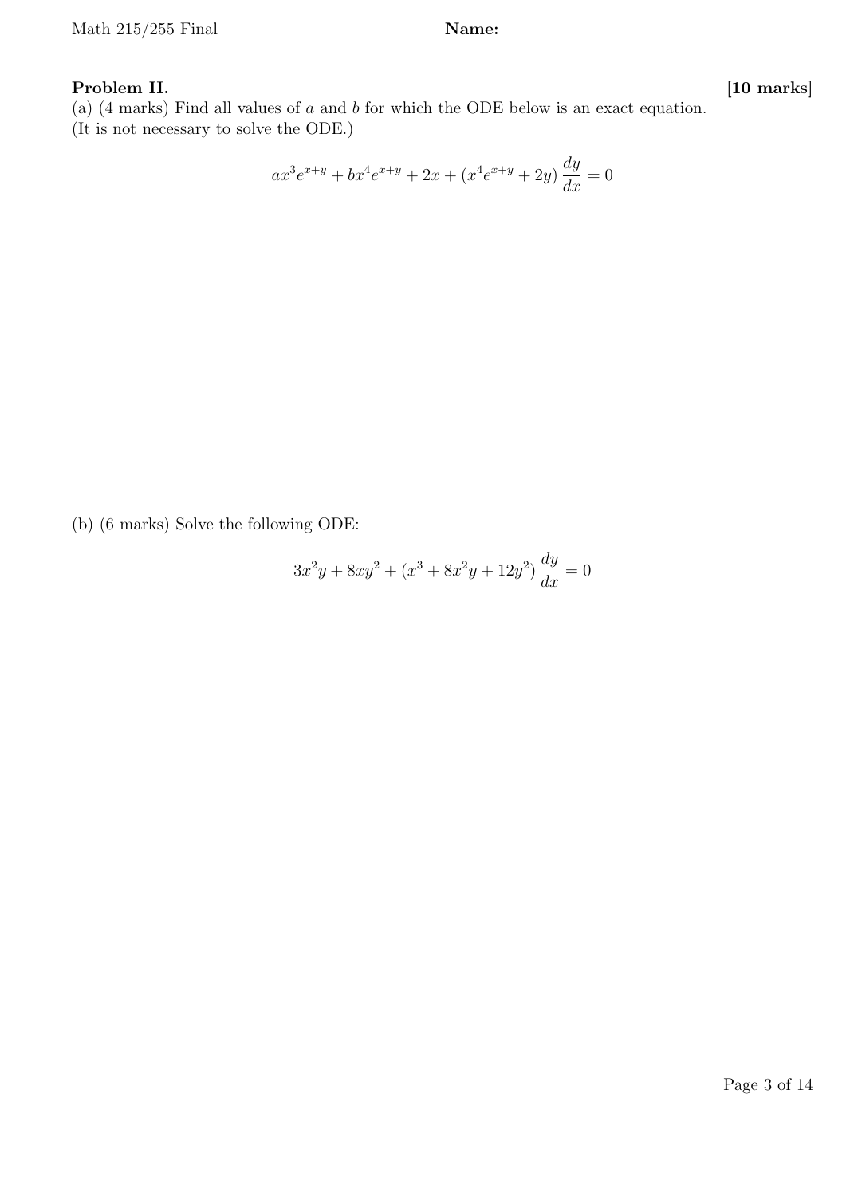**Problem II.** **[10 marks]**

(a) (4 marks) Find all values of $a$ and $b$ for which the ODE below is an exact equation. (It is not necessary to solve the ODE.)

$$ax^3 e^{x+y} + bx^4 e^{x+y} + 2x + (x^4 e^{x+y} + 2y)\,\frac{dy}{dx} = 0$$

(b) (6 marks) Solve the following ODE:

$$3x^2 y + 8xy^2 + (x^3 + 8x^2 y + 12y^2)\,\frac{dy}{dx} = 0$$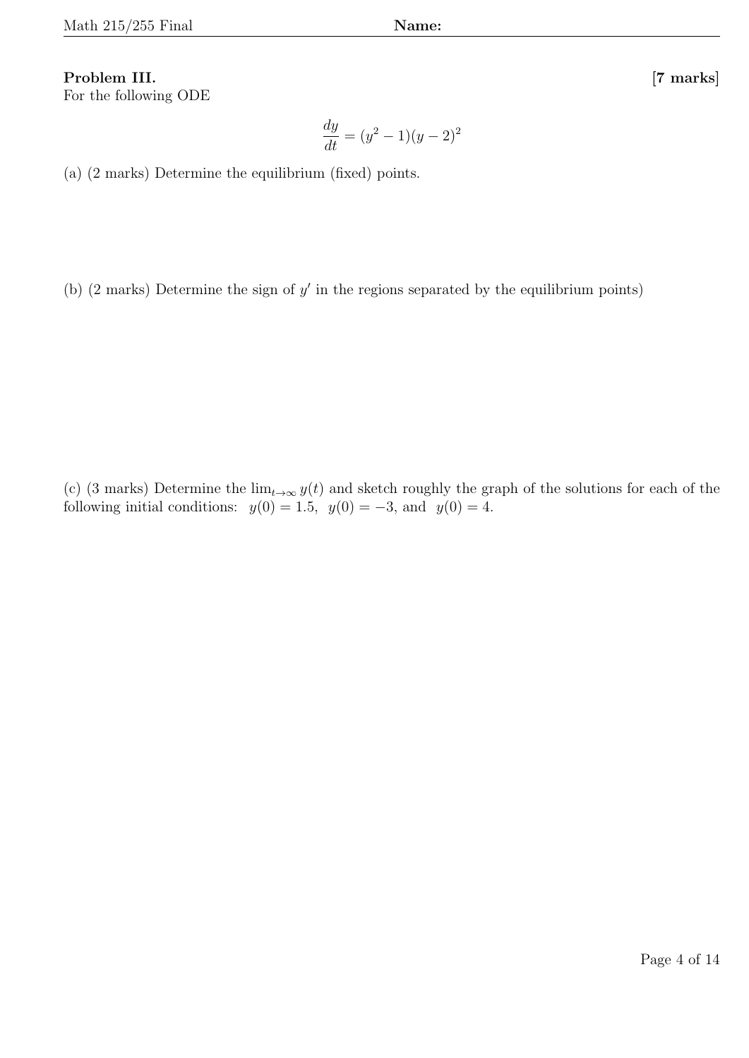**Problem III.** **[7 marks]**

For the following ODE

$$\frac{dy}{dt} = (y^2 - 1)(y - 2)^2$$

(a) (2 marks) Determine the equilibrium (fixed) points.

(b) (2 marks) Determine the sign of $y'$ in the regions separated by the equilibrium points)

(c) (3 marks) Determine the $\lim_{t\to\infty} y(t)$ and sketch roughly the graph of the solutions for each of the following initial conditions: $y(0) = 1.5$, $y(0) = -3$, and $y(0) = 4$.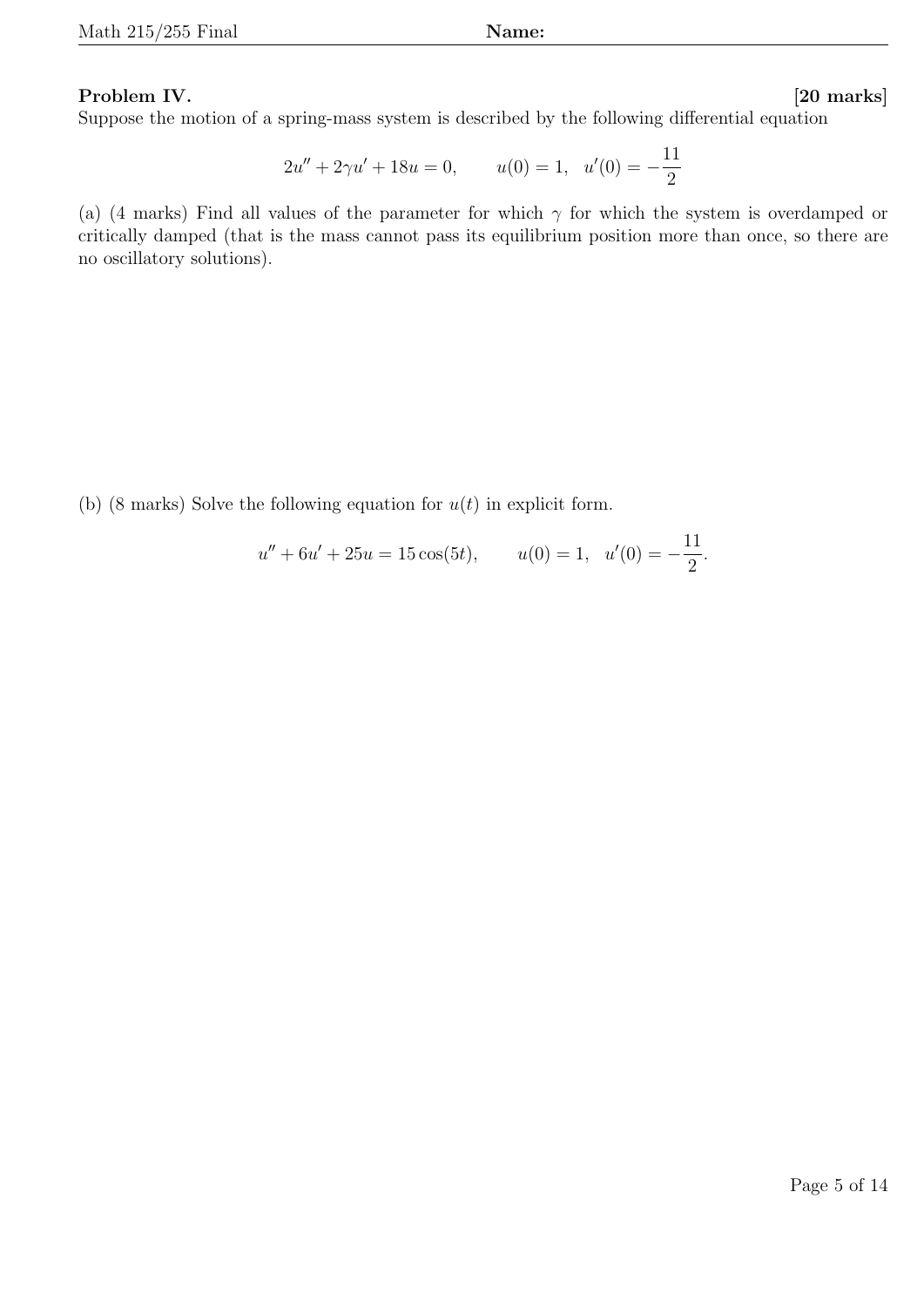**Problem IV.** **[20 marks]**
Suppose the motion of a spring-mass system is described by the following differential equation

$$2u'' + 2\gamma u' + 18u = 0, \qquad u(0) = 1, \quad u'(0) = -\frac{11}{2}$$

(a) (4 marks) Find all values of the parameter for which $\gamma$ for which the system is overdamped or critically damped (that is the mass cannot pass its equilibrium position more than once, so there are no oscillatory solutions).

(b) (8 marks) Solve the following equation for $u(t)$ in explicit form.

$$u'' + 6u' + 25u = 15\cos(5t), \qquad u(0) = 1, \quad u'(0) = -\frac{11}{2}.$$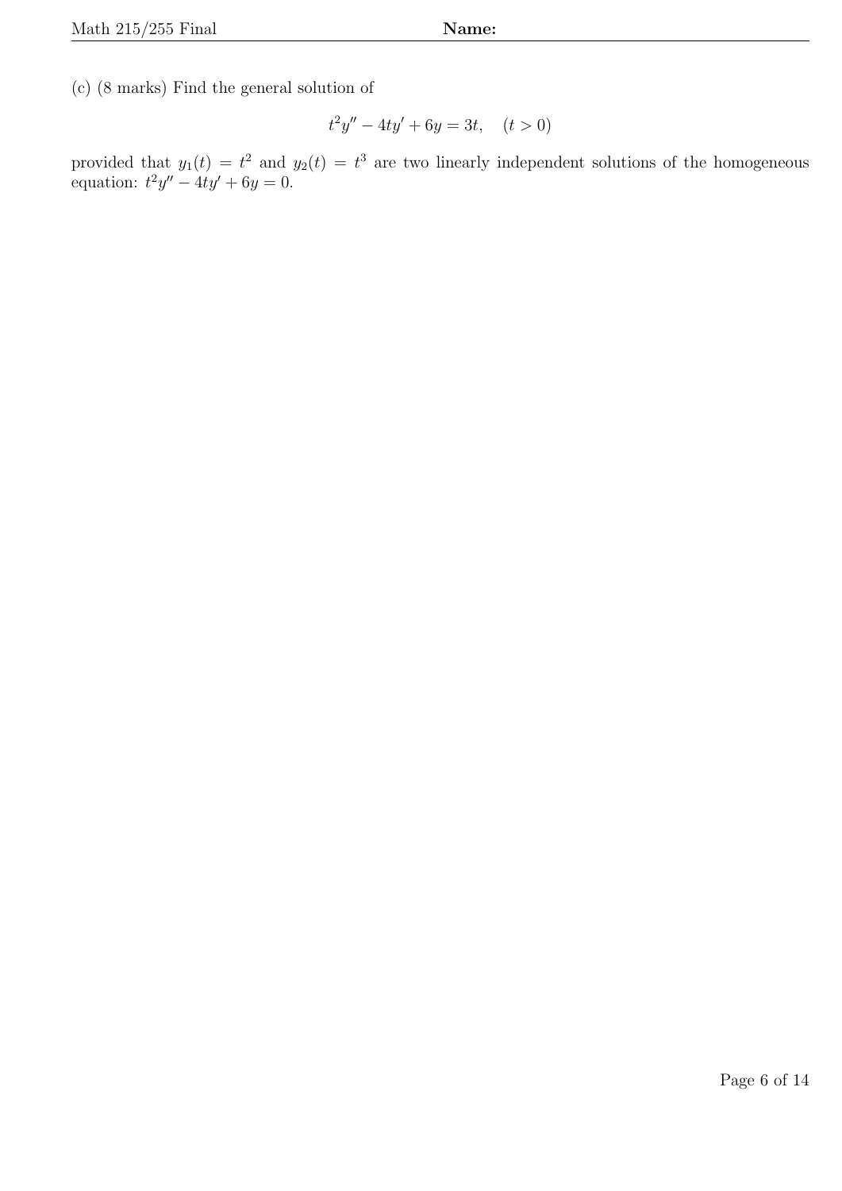(c) (8 marks) Find the general solution of

$$t^2y'' - 4ty' + 6y = 3t, \quad (t > 0)$$

provided that $y_1(t) = t^2$ and $y_2(t) = t^3$ are two linearly independent solutions of the homogeneous equation: $t^2y'' - 4ty' + 6y = 0$.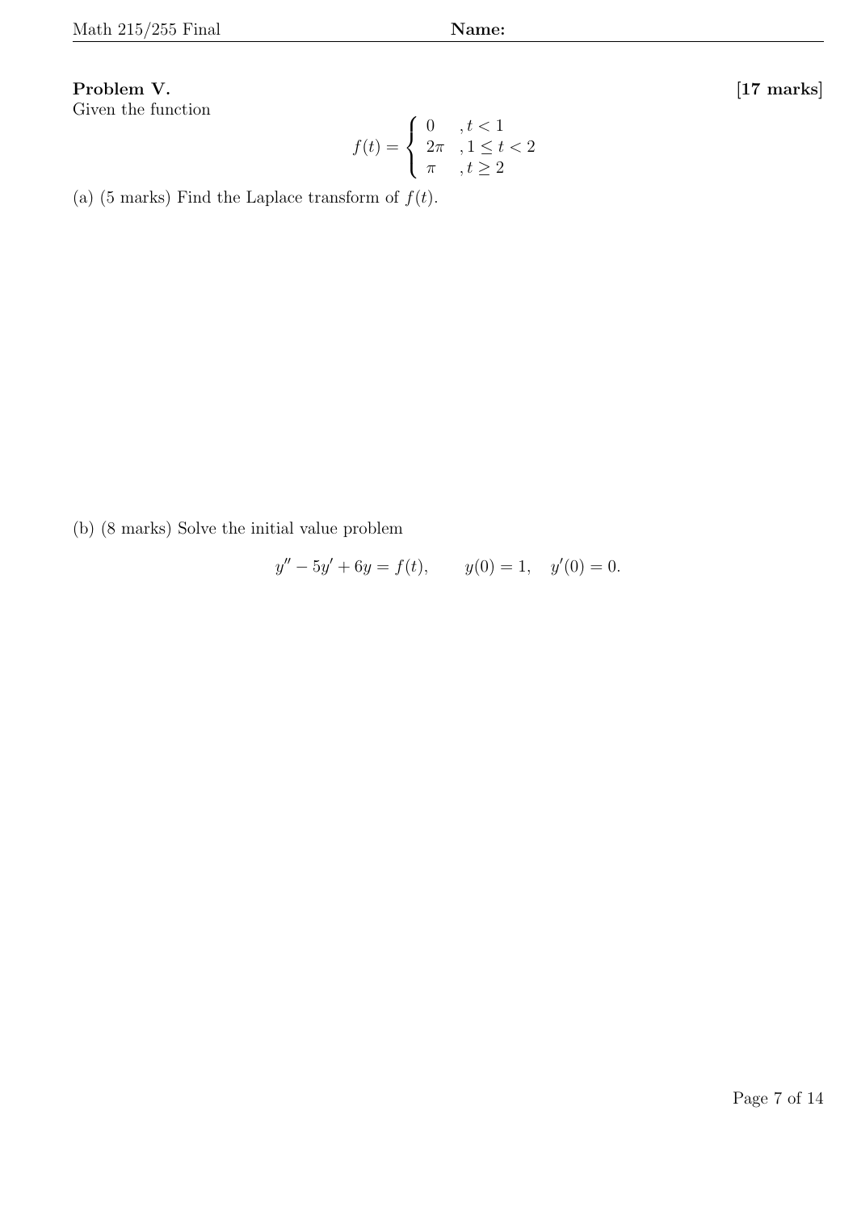**Problem V.** **[17 marks]**

Given the function

$$f(t) = \begin{cases} 0 & , t < 1 \\ 2\pi & , 1 \leq t < 2 \\ \pi & , t \geq 2 \end{cases}$$

(a) (5 marks) Find the Laplace transform of $f(t)$.

(b) (8 marks) Solve the initial value problem

$$y'' - 5y' + 6y = f(t), \qquad y(0) = 1, \quad y'(0) = 0.$$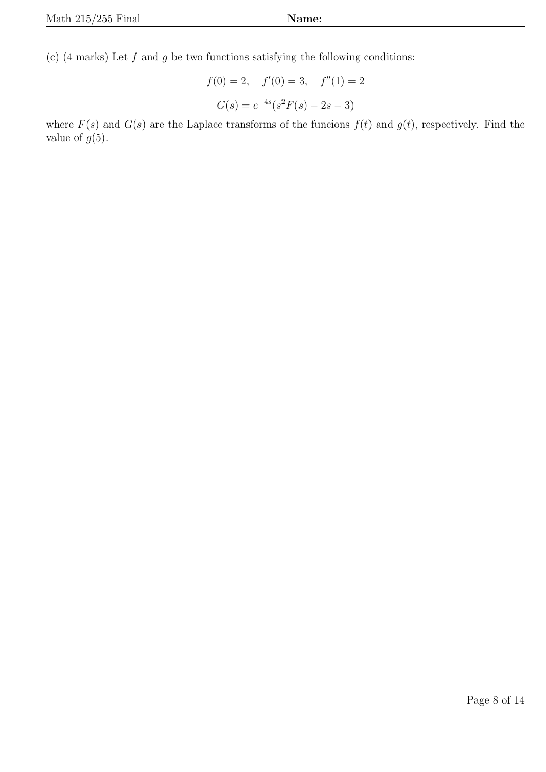(c) (4 marks) Let $f$ and $g$ be two functions satisfying the following conditions:

$$f(0) = 2, \quad f'(0) = 3, \quad f''(1) = 2$$

$$G(s) = e^{-4s}(s^2F(s) - 2s - 3)$$

where $F(s)$ and $G(s)$ are the Laplace transforms of the funcions $f(t)$ and $g(t)$, respectively. Find the value of $g(5)$.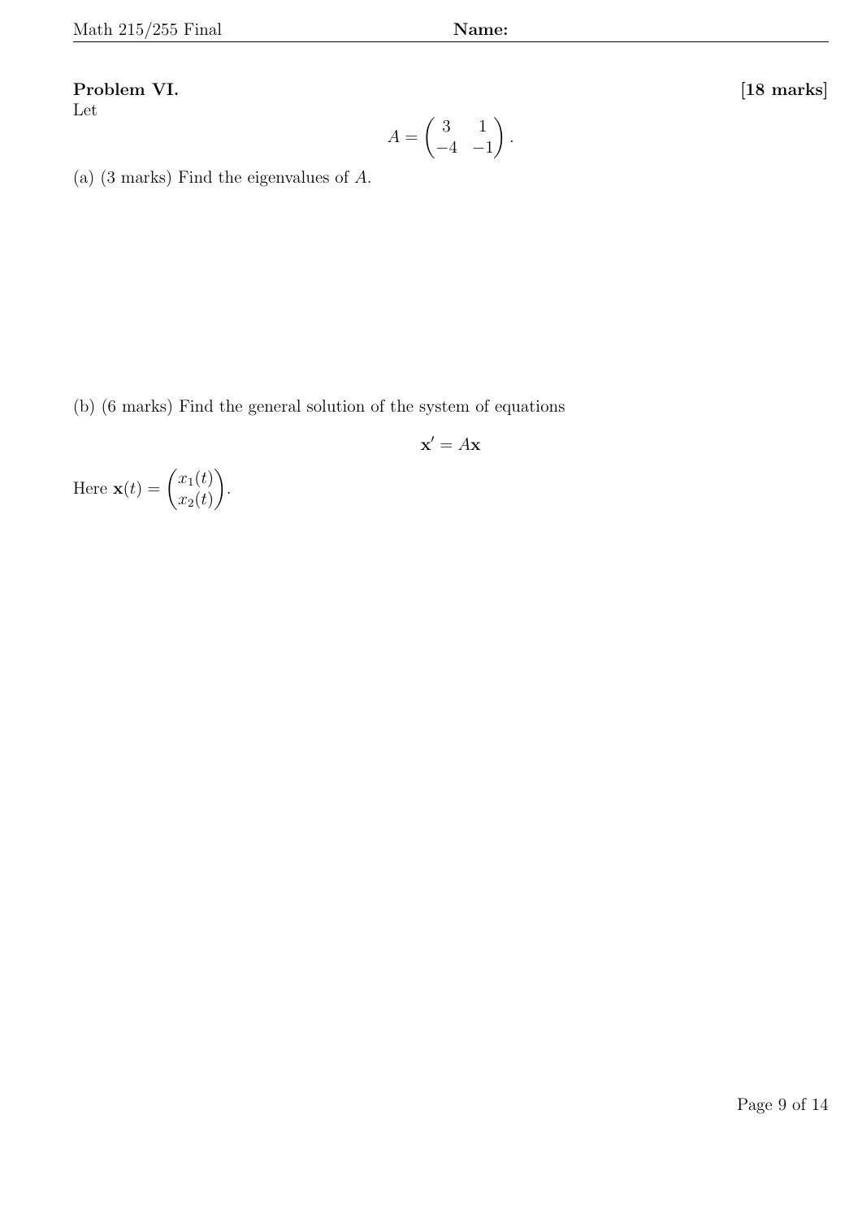**Problem VI.** **[18 marks]**

Let

$$A = \begin{pmatrix} 3 & 1 \\ -4 & -1 \end{pmatrix}.$$

(a) (3 marks) Find the eigenvalues of $A$.

(b) (6 marks) Find the general solution of the system of equations

$$\mathbf{x}' = A\mathbf{x}$$

Here $\mathbf{x}(t) = \begin{pmatrix} x_1(t) \\ x_2(t) \end{pmatrix}$.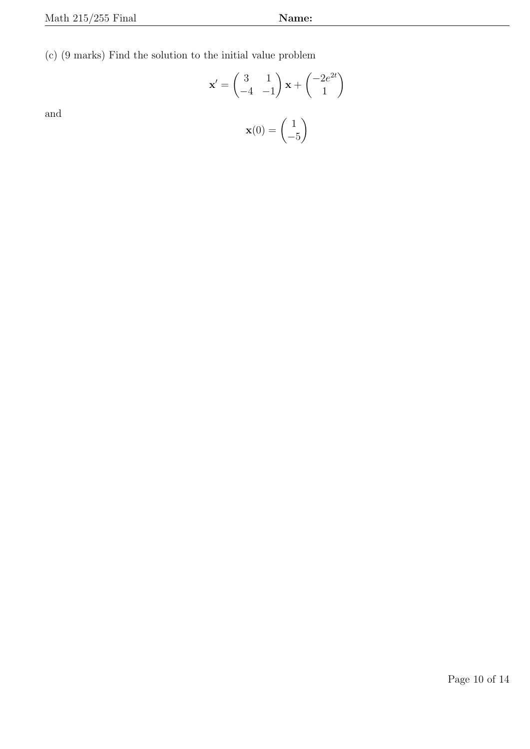(c) (9 marks) Find the solution to the initial value problem

$$\mathbf{x}' = \begin{pmatrix} 3 & 1 \\ -4 & -1 \end{pmatrix} \mathbf{x} + \begin{pmatrix} -2e^{2t} \\ 1 \end{pmatrix}$$

and

$$\mathbf{x}(0) = \begin{pmatrix} 1 \\ -5 \end{pmatrix}$$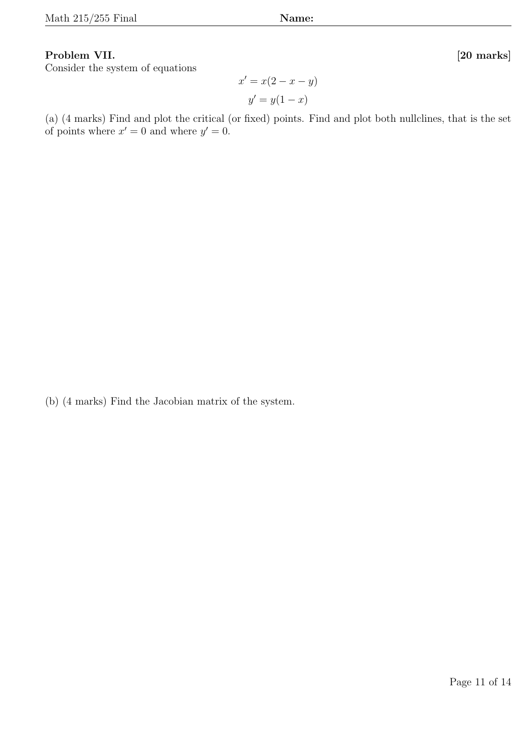**Problem VII.** **[20 marks]**

Consider the system of equations

$$x' = x(2 - x - y)$$

$$y' = y(1 - x)$$

(a) (4 marks) Find and plot the critical (or fixed) points. Find and plot both nullclines, that is the set of points where $x' = 0$ and where $y' = 0$.

(b) (4 marks) Find the Jacobian matrix of the system.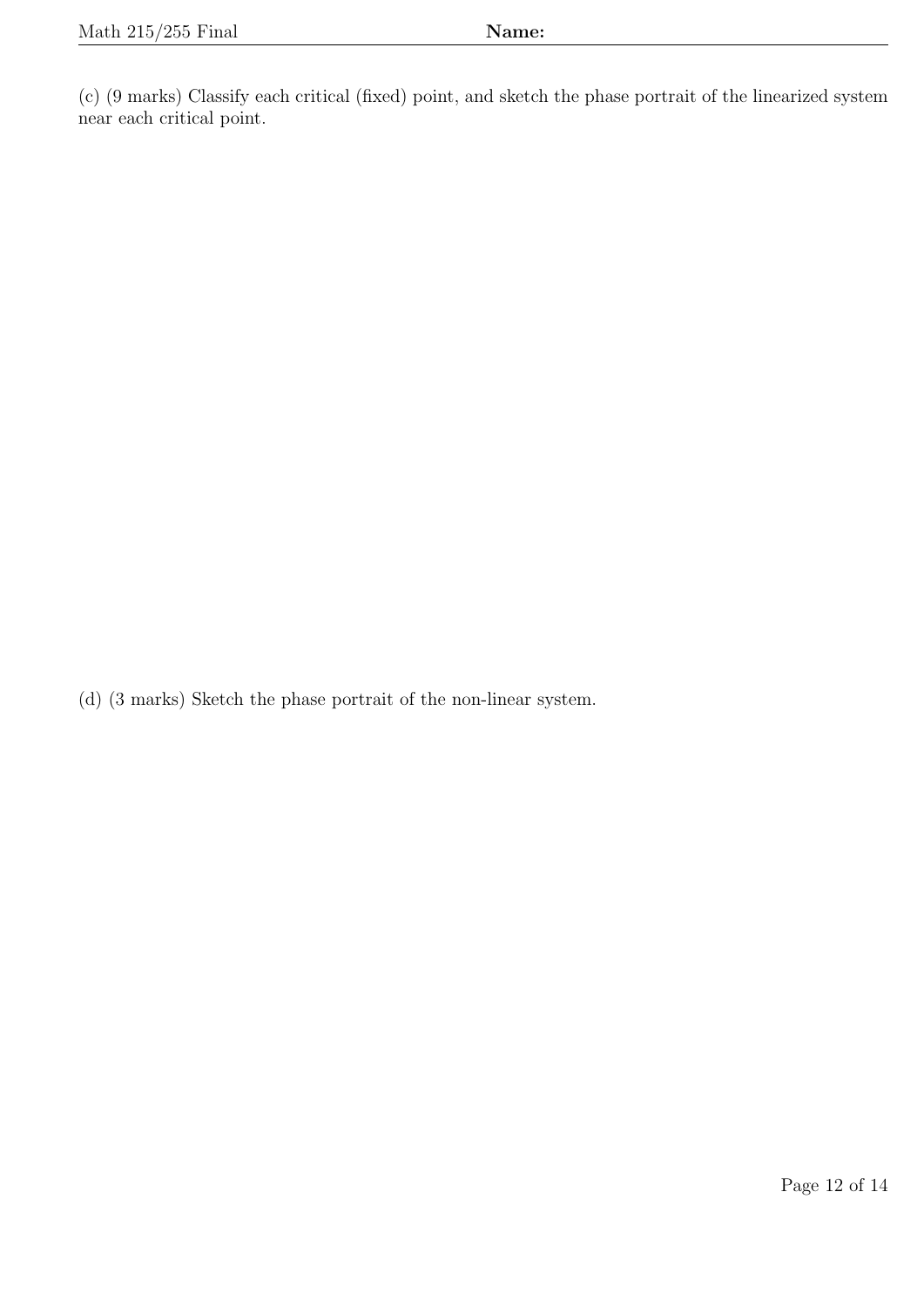(c) (9 marks) Classify each critical (fixed) point, and sketch the phase portrait of the linearized system near each critical point.

(d) (3 marks) Sketch the phase portrait of the non-linear system.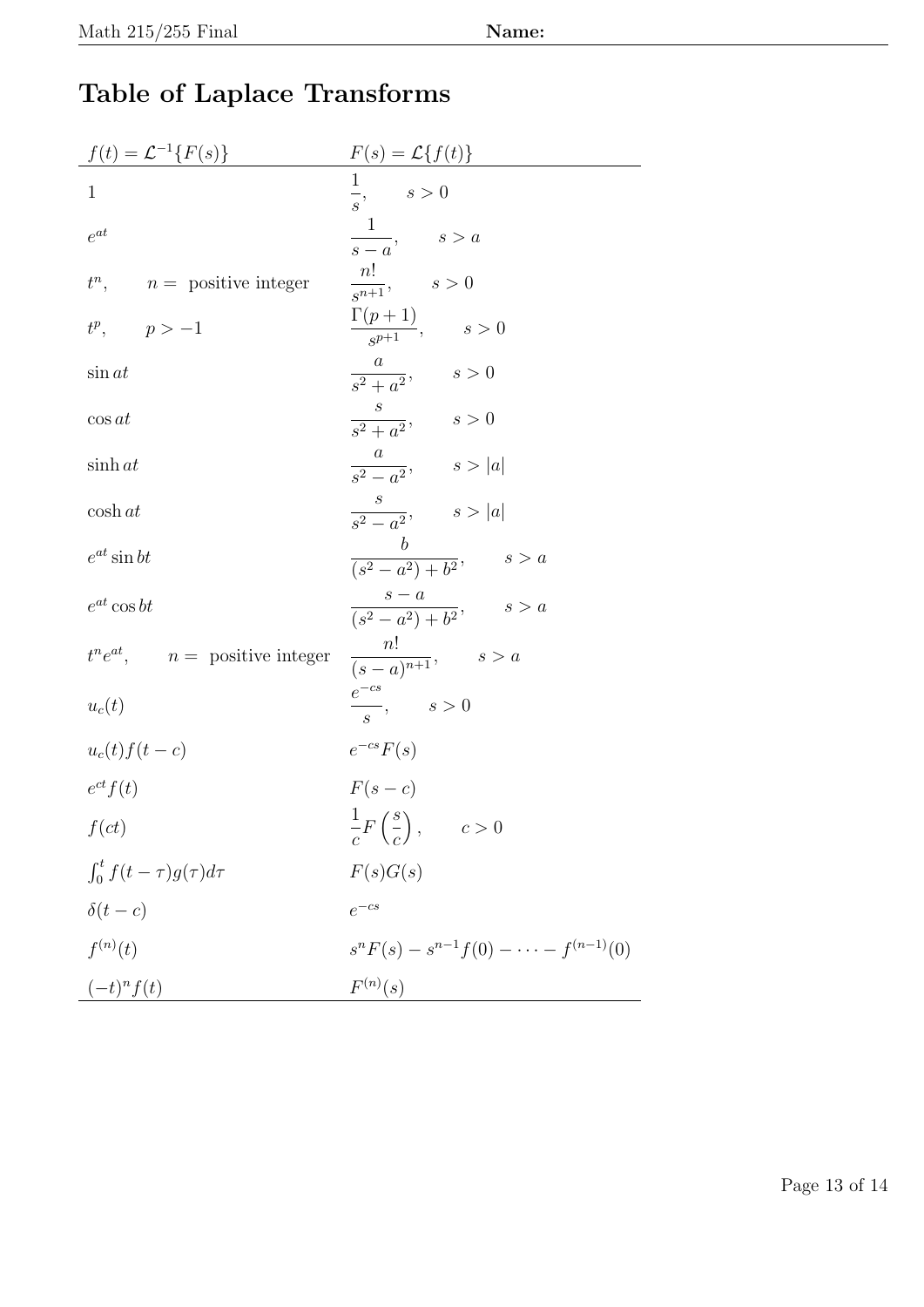# Table of Laplace Transforms

| $f(t) = \mathcal{L}^{-1}\{F(s)\}$ | $F(s) = \mathcal{L}\{f(t)\}$ |
|---|---|
| $1$ | $\dfrac{1}{s}, \qquad s > 0$ |
| $e^{at}$ | $\dfrac{1}{s-a}, \qquad s > a$ |
| $t^n, \qquad n =$ positive integer | $\dfrac{n!}{s^{n+1}}, \qquad s > 0$ |
| $t^p, \qquad p > -1$ | $\dfrac{\Gamma(p+1)}{s^{p+1}}, \qquad s > 0$ |
| $\sin at$ | $\dfrac{a}{s^2 + a^2}, \qquad s > 0$ |
| $\cos at$ | $\dfrac{s}{s^2 + a^2}, \qquad s > 0$ |
| $\sinh at$ | $\dfrac{a}{s^2 - a^2}, \qquad s > \lvert a \rvert$ |
| $\cosh at$ | $\dfrac{s}{s^2 - a^2}, \qquad s > \lvert a \rvert$ |
| $e^{at} \sin bt$ | $\dfrac{b}{(s^2 - a^2) + b^2}, \qquad s > a$ |
| $e^{at} \cos bt$ | $\dfrac{s-a}{(s^2 - a^2) + b^2}, \qquad s > a$ |
| $t^n e^{at}, \qquad n =$ positive integer | $\dfrac{n!}{(s-a)^{n+1}}, \qquad s > a$ |
| $u_c(t)$ | $\dfrac{e^{-cs}}{s}, \qquad s > 0$ |
| $u_c(t) f(t-c)$ | $e^{-cs} F(s)$ |
| $e^{ct} f(t)$ | $F(s-c)$ |
| $f(ct)$ | $\dfrac{1}{c} F\left(\dfrac{s}{c}\right), \qquad c > 0$ |
| $\int_0^t f(t-\tau) g(\tau) d\tau$ | $F(s)G(s)$ |
| $\delta(t-c)$ | $e^{-cs}$ |
| $f^{(n)}(t)$ | $s^n F(s) - s^{n-1} f(0) - \cdots - f^{(n-1)}(0)$ |
| $(-t)^n f(t)$ | $F^{(n)}(s)$ |